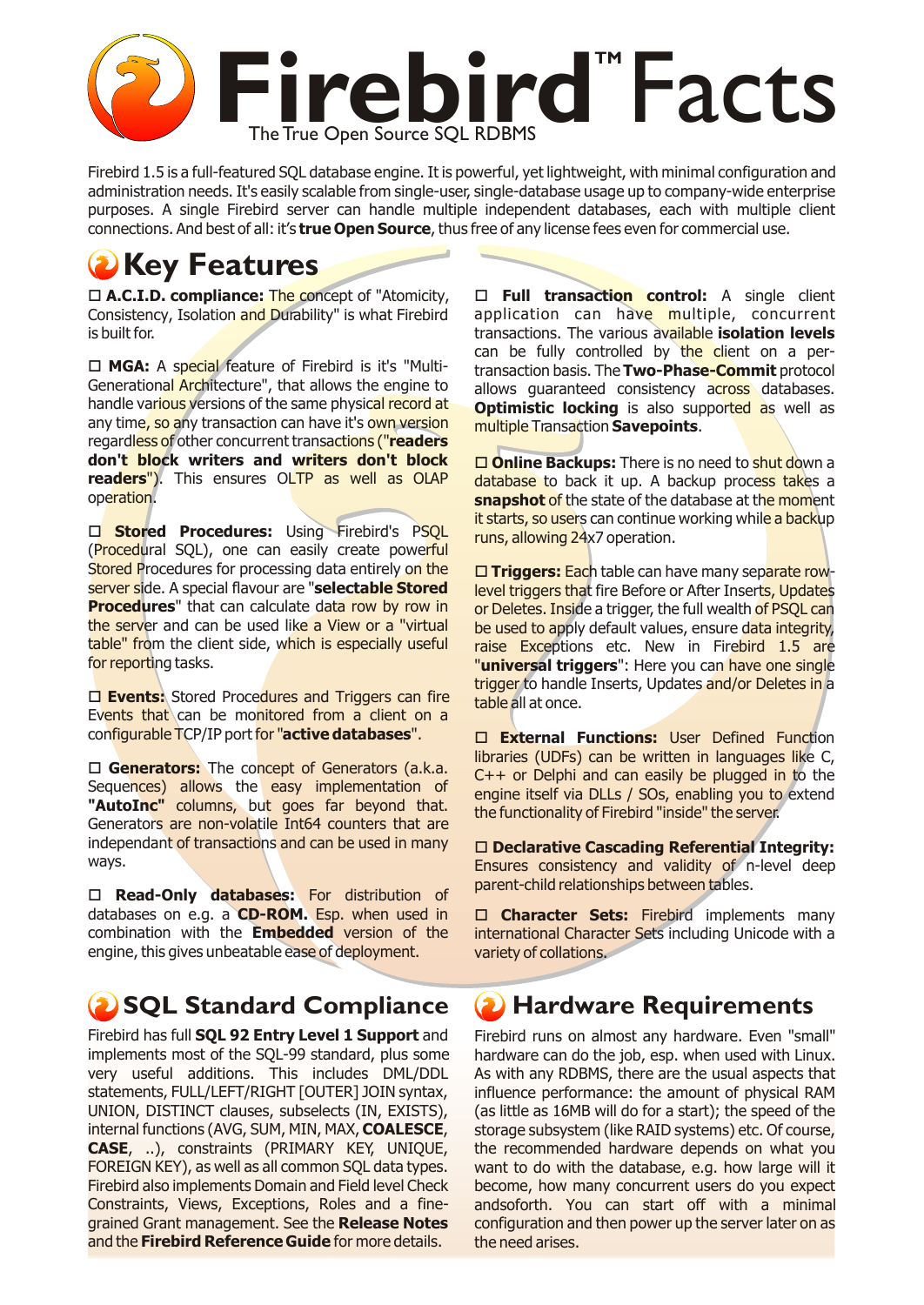# Firebird™ Facts

The True Open Source SQL RDBMS

Firebird 1.5 is a full-featured SQL database engine. It is powerful, yet lightweight, with minimal configuration and administration needs. It's easily scalable from single-user, single-database usage up to company-wide enterprise purposes. A single Firebird server can handle multiple independent databases, each with multiple client connections. And best of all: it's **true Open Source**, thus free of any license fees even for commercial use.

## Key Features

☐ **A.C.I.D. compliance:** The concept of "Atomicity, Consistency, Isolation and Durability" is what Firebird is built for.

☐ **MGA:** A special feature of Firebird is it's "Multi-Generational Architecture", that allows the engine to handle various versions of the same physical record at any time, so any transaction can have it's own version regardless of other concurrent transactions ("**readers don't block writers and writers don't block readers**"). This ensures OLTP as well as OLAP operation.

☐ **Stored Procedures:** Using Firebird's PSQL (Procedural SQL), one can easily create powerful Stored Procedures for processing data entirely on the server side. A special flavour are "**selectable Stored Procedures**" that can calculate data row by row in the server and can be used like a View or a "virtual table" from the client side, which is especially useful for reporting tasks.

☐ **Events:** Stored Procedures and Triggers can fire Events that can be monitored from a client on a configurable TCP/IP port for "**active databases**".

☐ **Generators:** The concept of Generators (a.k.a. Sequences) allows the easy implementation of **"AutoInc"** columns, but goes far beyond that. Generators are non-volatile Int64 counters that are independant of transactions and can be used in many ways.

☐ **Read-Only databases:** For distribution of databases on e.g. a **CD-ROM.** Esp. when used in combination with the **Embedded** version of the engine, this gives unbeatable ease of deployment.

☐ **Full transaction control:** A single client application can have multiple, concurrent transactions. The various available **isolation levels** can be fully controlled by the client on a per-transaction basis. The **Two-Phase-Commit** protocol allows guaranteed consistency across databases. **Optimistic locking** is also supported as well as multiple Transaction **Savepoints**.

☐ **Online Backups:** There is no need to shut down a database to back it up. A backup process takes a **snapshot** of the state of the database at the moment it starts, so users can continue working while a backup runs, allowing 24x7 operation.

☐ **Triggers:** Each table can have many separate row-level triggers that fire Before or After Inserts, Updates or Deletes. Inside a trigger, the full wealth of PSQL can be used to apply default values, ensure data integrity, raise Exceptions etc. New in Firebird 1.5 are "**universal triggers**": Here you can have one single trigger to handle Inserts, Updates and/or Deletes in a table all at once.

☐ **External Functions:** User Defined Function libraries (UDFs) can be written in languages like C, C++ or Delphi and can easily be plugged in to the engine itself via DLLs / SOs, enabling you to extend the functionality of Firebird "inside" the server.

☐ **Declarative Cascading Referential Integrity:** Ensures consistency and validity of n-level deep parent-child relationships between tables.

☐ **Character Sets:** Firebird implements many international Character Sets including Unicode with a variety of collations.

## SQL Standard Compliance

Firebird has full **SQL 92 Entry Level 1 Support** and implements most of the SQL-99 standard, plus some very useful additions. This includes DML/DDL statements, FULL/LEFT/RIGHT [OUTER] JOIN syntax, UNION, DISTINCT clauses, subselects (IN, EXISTS), internal functions (AVG, SUM, MIN, MAX, **COALESCE**, **CASE**, ..), constraints (PRIMARY KEY, UNIQUE, FOREIGN KEY), as well as all common SQL data types. Firebird also implements Domain and Field level Check Constraints, Views, Exceptions, Roles and a fine-grained Grant management. See the **Release Notes** and the **Firebird Reference Guide** for more details.

## Hardware Requirements

Firebird runs on almost any hardware. Even "small" hardware can do the job, esp. when used with Linux. As with any RDBMS, there are the usual aspects that influence performance: the amount of physical RAM (as little as 16MB will do for a start); the speed of the storage subsystem (like RAID systems) etc. Of course, the recommended hardware depends on what you want to do with the database, e.g. how large will it become, how many concurrent users do you expect andsoforth. You can start off with a minimal configuration and then power up the server later on as the need arises.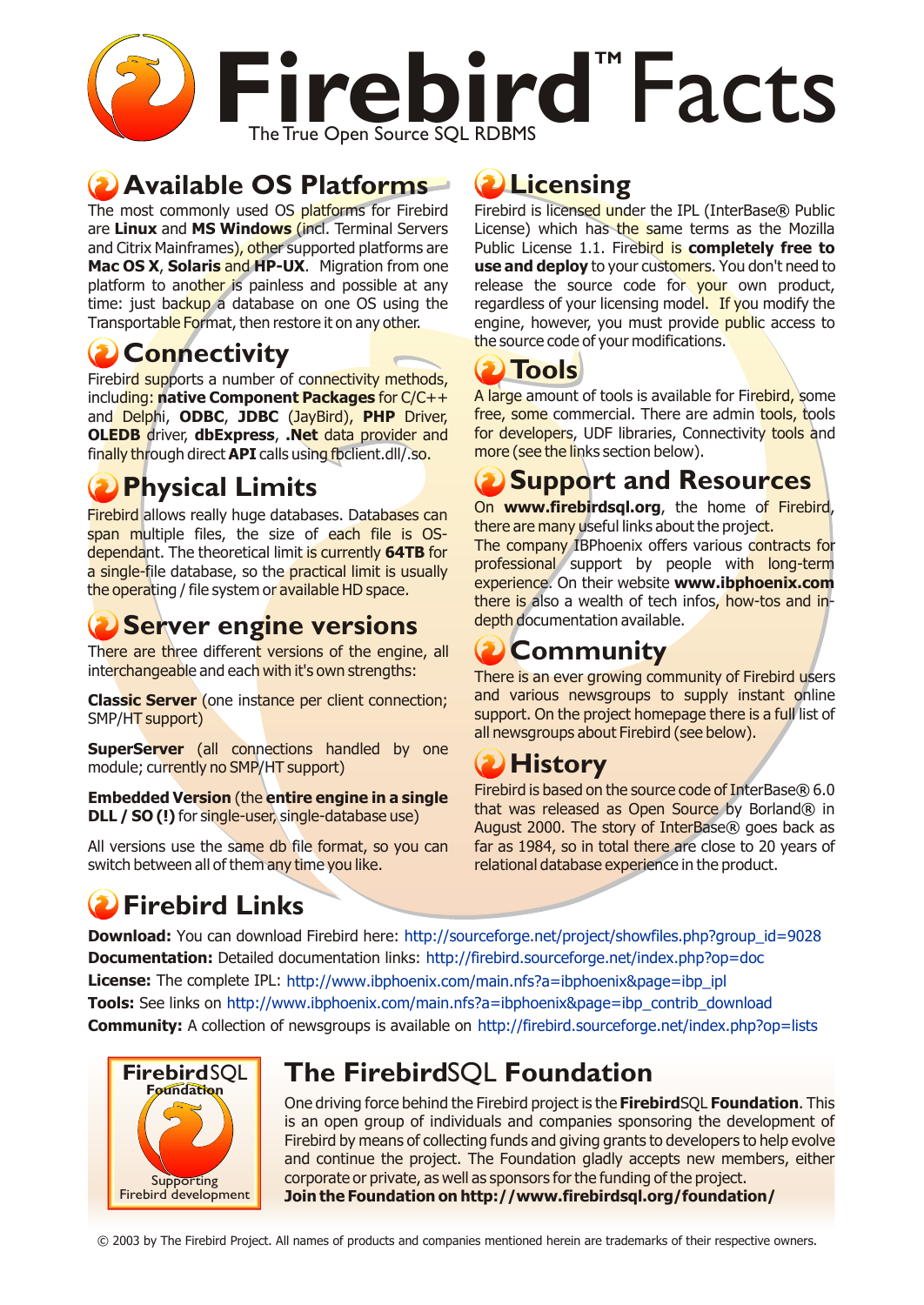# Firebird™ Facts

The True Open Source SQL RDBMS

## Available OS Platforms

The most commonly used OS platforms for Firebird are **Linux** and **MS Windows** (incl. Terminal Servers and Citrix Mainframes), other supported platforms are **Mac OS X**, **Solaris** and **HP-UX**. Migration from one platform to another is painless and possible at any time: just backup a database on one OS using the Transportable Format, then restore it on any other.

## Connectivity

Firebird supports a number of connectivity methods, including: **native Component Packages** for C/C++ and Delphi, **ODBC**, **JDBC** (JayBird), **PHP** Driver, **OLEDB** driver, **dbExpress**, **.Net** data provider and finally through direct **API** calls using fbclient.dll/.so.

## Physical Limits

Firebird allows really huge databases. Databases can span multiple files, the size of each file is OS-dependant. The theoretical limit is currently **64TB** for a single-file database, so the practical limit is usually the operating / file system or available HD space.

## Server engine versions

There are three different versions of the engine, all interchangeable and each with it's own strengths:

**Classic Server** (one instance per client connection; SMP/HT support)

**SuperServer** (all connections handled by one module; currently no SMP/HT support)

**Embedded Version** (the **entire engine in a single DLL / SO (!)** for single-user, single-database use)

All versions use the same db file format, so you can switch between all of them any time you like.

## Licensing

Firebird is licensed under the IPL (InterBase® Public License) which has the same terms as the Mozilla Public License 1.1. Firebird is **completely free to use and deploy** to your customers. You don't need to release the source code for your own product, regardless of your licensing model. If you modify the engine, however, you must provide public access to the source code of your modifications.

## Tools

A large amount of tools is available for Firebird, some free, some commercial. There are admin tools, tools for developers, UDF libraries, Connectivity tools and more (see the links section below).

## Support and Resources

On **www.firebirdsql.org**, the home of Firebird, there are many useful links about the project.
The company IBPhoenix offers various contracts for professional support by people with long-term experience. On their website **www.ibphoenix.com** there is also a wealth of tech infos, how-tos and in-depth documentation available.

## Community

There is an ever growing community of Firebird users and various newsgroups to supply instant online support. On the project homepage there is a full list of all newsgroups about Firebird (see below).

## History

Firebird is based on the source code of InterBase® 6.0 that was released as Open Source by Borland® in August 2000. The story of InterBase® goes back as far as 1984, so in total there are close to 20 years of relational database experience in the product.

## Firebird Links

**Download:** You can download Firebird here: http://sourceforge.net/project/showfiles.php?group_id=9028
**Documentation:** Detailed documentation links: http://firebird.sourceforge.net/index.php?op=doc
**License:** The complete IPL: http://www.ibphoenix.com/main.nfs?a=ibphoenix&page=ibp_ipl
**Tools:** See links on http://www.ibphoenix.com/main.nfs?a=ibphoenix&page=ibp_contrib_download
**Community:** A collection of newsgroups is available on http://firebird.sourceforge.net/index.php?op=lists

FirebirdSQL Foundation
Supporting Firebird development

## The FirebirdSQL Foundation

One driving force behind the Firebird project is the **Firebird**SQL **Foundation**. This is an open group of individuals and companies sponsoring the development of Firebird by means of collecting funds and giving grants to developers to help evolve and continue the project. The Foundation gladly accepts new members, either corporate or private, as well as sponsors for the funding of the project.
**Join the Foundation on http://www.firebirdsql.org/foundation/**

© 2003 by The Firebird Project. All names of products and companies mentioned herein are trademarks of their respective owners.